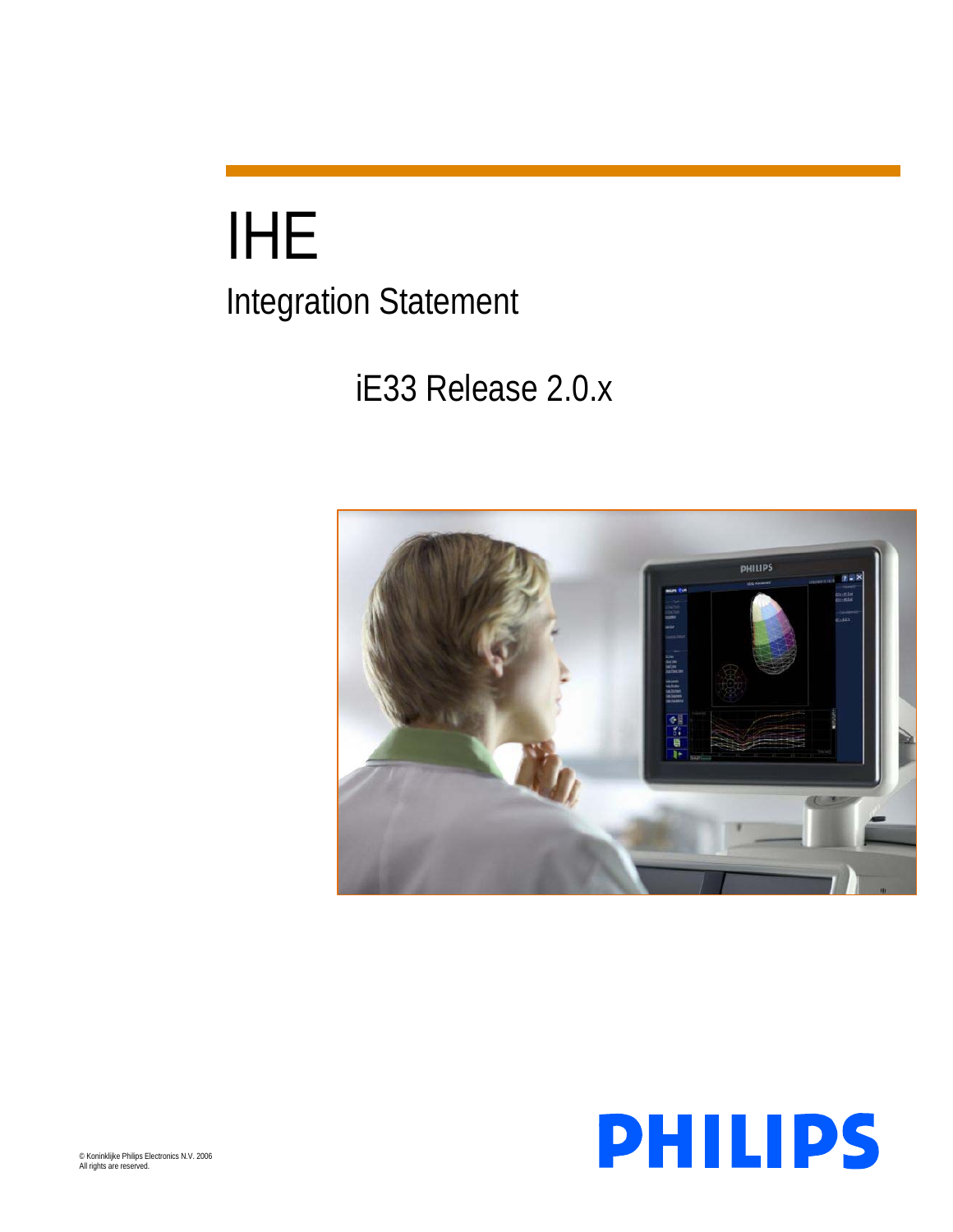# IHE

## Integration Statement

### iE33 Release 2.0.x

PHILIPS

© Koninklijke Philips Electronics N.V. 2006
All rights are reserved.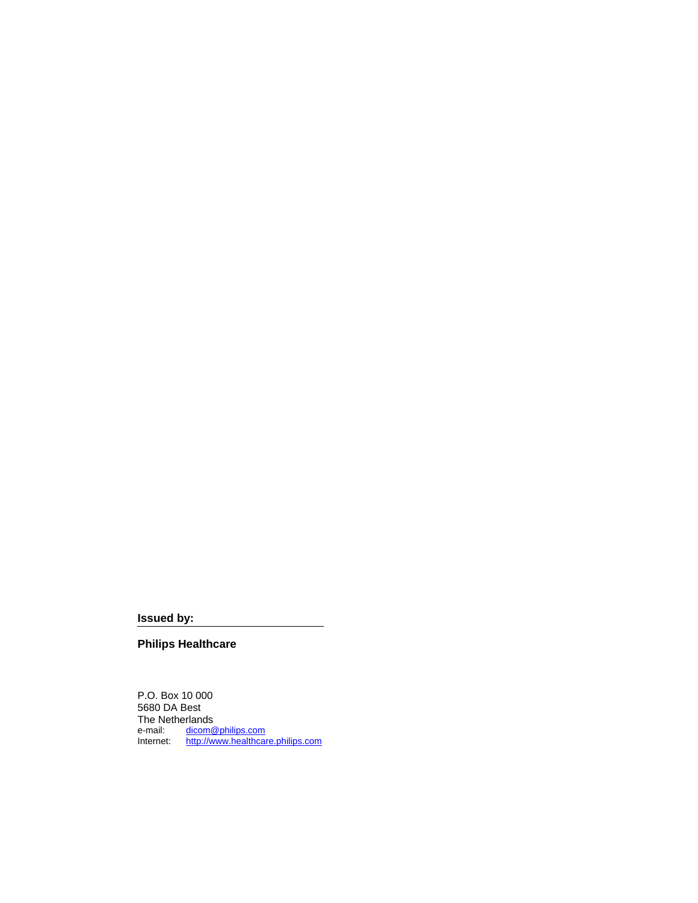**Issued by:**

**Philips Healthcare**

P.O. Box 10 000
5680 DA Best
The Netherlands
e-mail: dicom@philips.com
Internet: http://www.healthcare.philips.com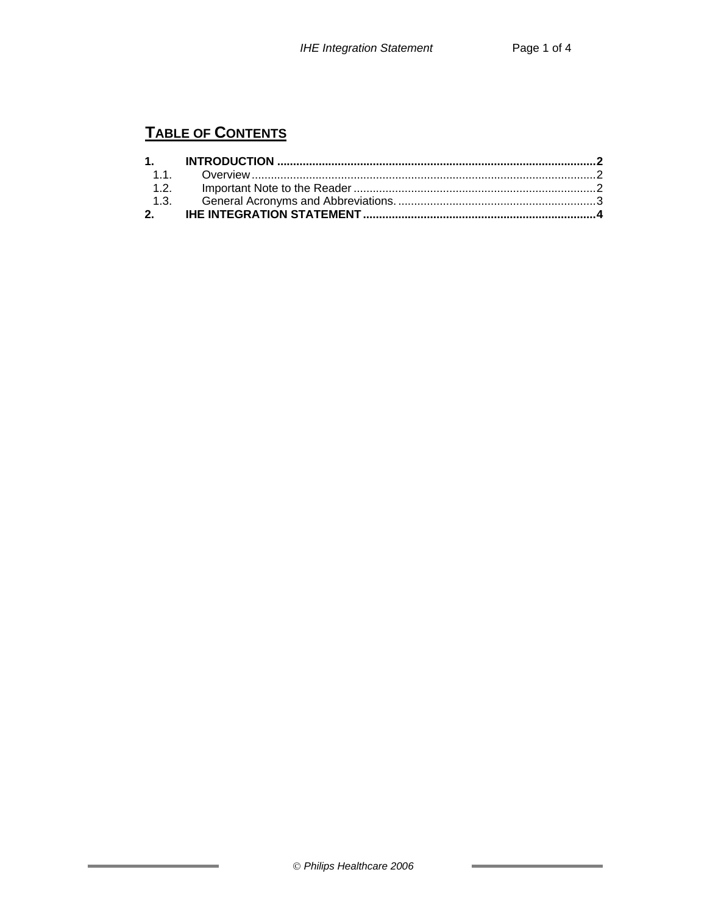# TABLE OF CONTENTS

**1. INTRODUCTION ......................................................................................................2**

1.1. Overview ...............................................................................................................2

1.2. Important Note to the Reader ...............................................................................2

1.3. General Acronyms and Abbreviations. ..................................................................3

**2. IHE INTEGRATION STATEMENT ...........................................................................4**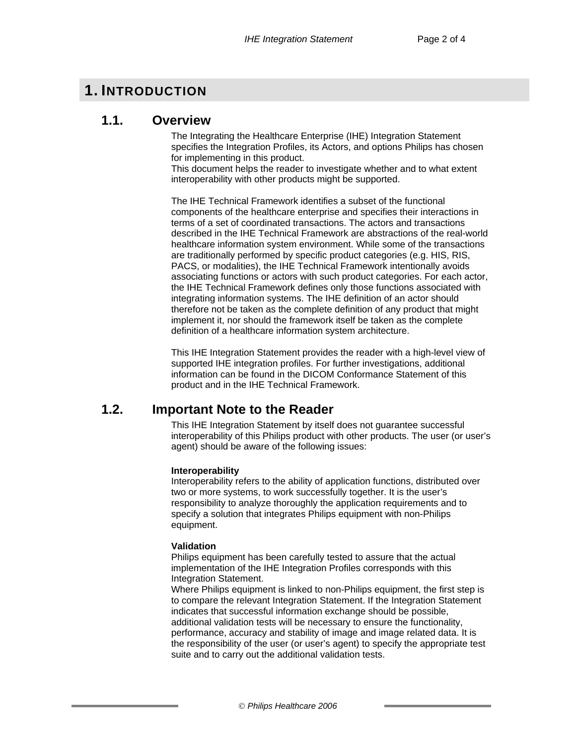# 1. INTRODUCTION

## 1.1. Overview

The Integrating the Healthcare Enterprise (IHE) Integration Statement specifies the Integration Profiles, its Actors, and options Philips has chosen for implementing in this product.
This document helps the reader to investigate whether and to what extent interoperability with other products might be supported.

The IHE Technical Framework identifies a subset of the functional components of the healthcare enterprise and specifies their interactions in terms of a set of coordinated transactions. The actors and transactions described in the IHE Technical Framework are abstractions of the real-world healthcare information system environment. While some of the transactions are traditionally performed by specific product categories (e.g. HIS, RIS, PACS, or modalities), the IHE Technical Framework intentionally avoids associating functions or actors with such product categories. For each actor, the IHE Technical Framework defines only those functions associated with integrating information systems. The IHE definition of an actor should therefore not be taken as the complete definition of any product that might implement it, nor should the framework itself be taken as the complete definition of a healthcare information system architecture.

This IHE Integration Statement provides the reader with a high-level view of supported IHE integration profiles. For further investigations, additional information can be found in the DICOM Conformance Statement of this product and in the IHE Technical Framework.

## 1.2. Important Note to the Reader

This IHE Integration Statement by itself does not guarantee successful interoperability of this Philips product with other products. The user (or user's agent) should be aware of the following issues:

**Interoperability**
Interoperability refers to the ability of application functions, distributed over two or more systems, to work successfully together. It is the user's responsibility to analyze thoroughly the application requirements and to specify a solution that integrates Philips equipment with non-Philips equipment.

**Validation**
Philips equipment has been carefully tested to assure that the actual implementation of the IHE Integration Profiles corresponds with this Integration Statement.
Where Philips equipment is linked to non-Philips equipment, the first step is to compare the relevant Integration Statement. If the Integration Statement indicates that successful information exchange should be possible, additional validation tests will be necessary to ensure the functionality, performance, accuracy and stability of image and image related data. It is the responsibility of the user (or user's agent) to specify the appropriate test suite and to carry out the additional validation tests.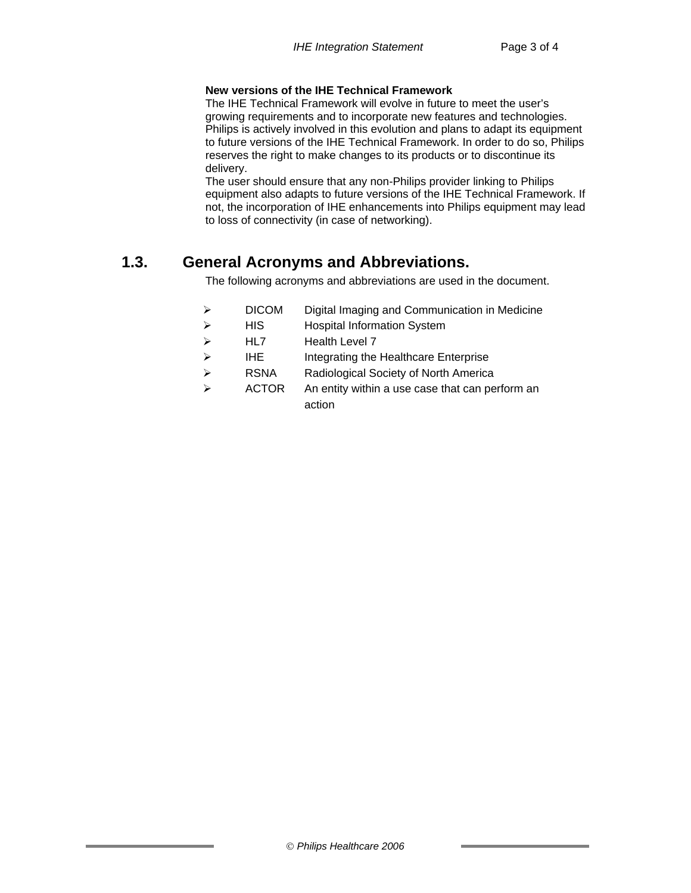**New versions of the IHE Technical Framework**
The IHE Technical Framework will evolve in future to meet the user's growing requirements and to incorporate new features and technologies. Philips is actively involved in this evolution and plans to adapt its equipment to future versions of the IHE Technical Framework. In order to do so, Philips reserves the right to make changes to its products or to discontinue its delivery.
The user should ensure that any non-Philips provider linking to Philips equipment also adapts to future versions of the IHE Technical Framework. If not, the incorporation of IHE enhancements into Philips equipment may lead to loss of connectivity (in case of networking).

## 1.3. General Acronyms and Abbreviations.

The following acronyms and abbreviations are used in the document.

- DICOM Digital Imaging and Communication in Medicine
- HIS Hospital Information System
- HL7 Health Level 7
- IHE Integrating the Healthcare Enterprise
- RSNA Radiological Society of North America
- ACTOR An entity within a use case that can perform an action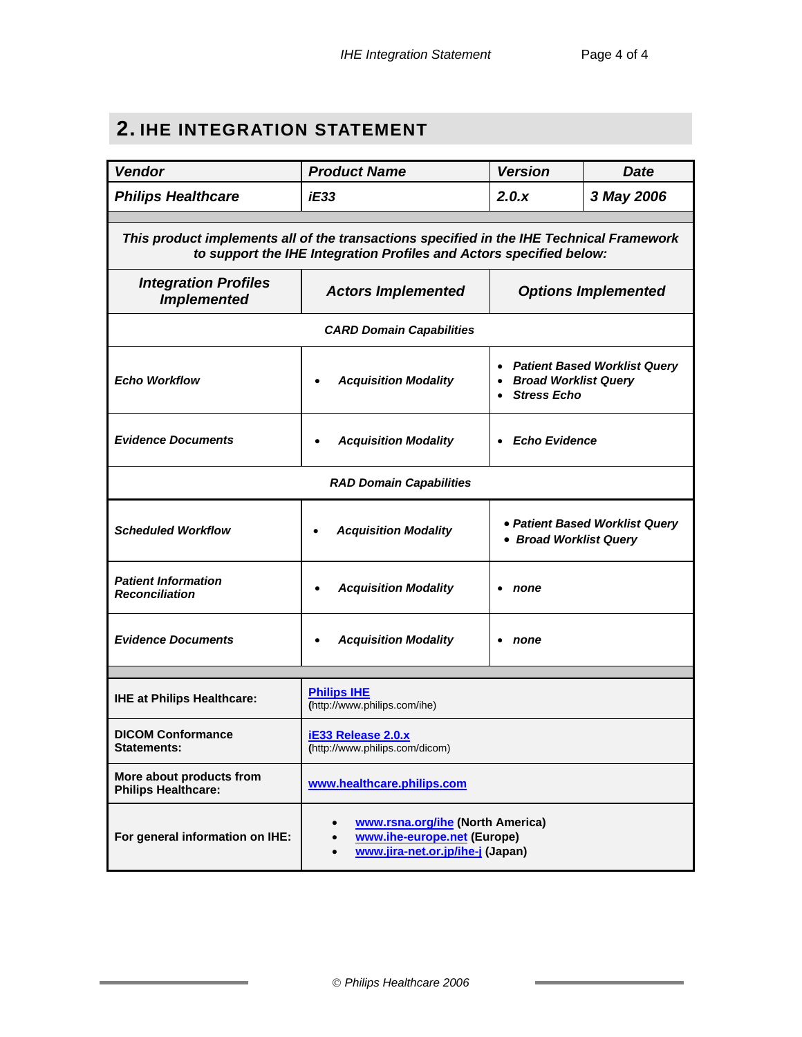## 2. IHE INTEGRATION STATEMENT

| ***Vendor*** | ***Product Name*** | ***Version*** | ***Date*** |
|---|---|---|---|
| ***Philips Healthcare*** | ***iE33*** | ***2.0.x*** | ***3 May 2006*** |

***This product implements all of the transactions specified in the IHE Technical Framework to support the IHE Integration Profiles and Actors specified below:***

| ***Integration Profiles Implemented*** | ***Actors Implemented*** | ***Options Implemented*** |
|---|---|---|
| ***CARD Domain Capabilities*** | | |
| ***Echo Workflow*** | • ***Acquisition Modality*** | • ***Patient Based Worklist Query*** • ***Broad Worklist Query*** • ***Stress Echo*** |
| ***Evidence Documents*** | • ***Acquisition Modality*** | • ***Echo Evidence*** |
| ***RAD Domain Capabilities*** | | |
| ***Scheduled Workflow*** | • ***Acquisition Modality*** | • ***Patient Based Worklist Query*** • ***Broad Worklist Query*** |
| ***Patient Information Reconciliation*** | • ***Acquisition Modality*** | • ***none*** |
| ***Evidence Documents*** | • ***Acquisition Modality*** | • ***none*** |

| | |
|---|---|
| **IHE at Philips Healthcare:** | **Philips IHE** (http://www.philips.com/ihe) |
| **DICOM Conformance Statements:** | **iE33 Release 2.0.x** (http://www.philips.com/dicom) |
| **More about products from Philips Healthcare:** | **www.healthcare.philips.com** |
| **For general information on IHE:** | • **www.rsna.org/ihe (North America)** • **www.ihe-europe.net (Europe)** • **www.jira-net.or.jp/ihe-j (Japan)** |